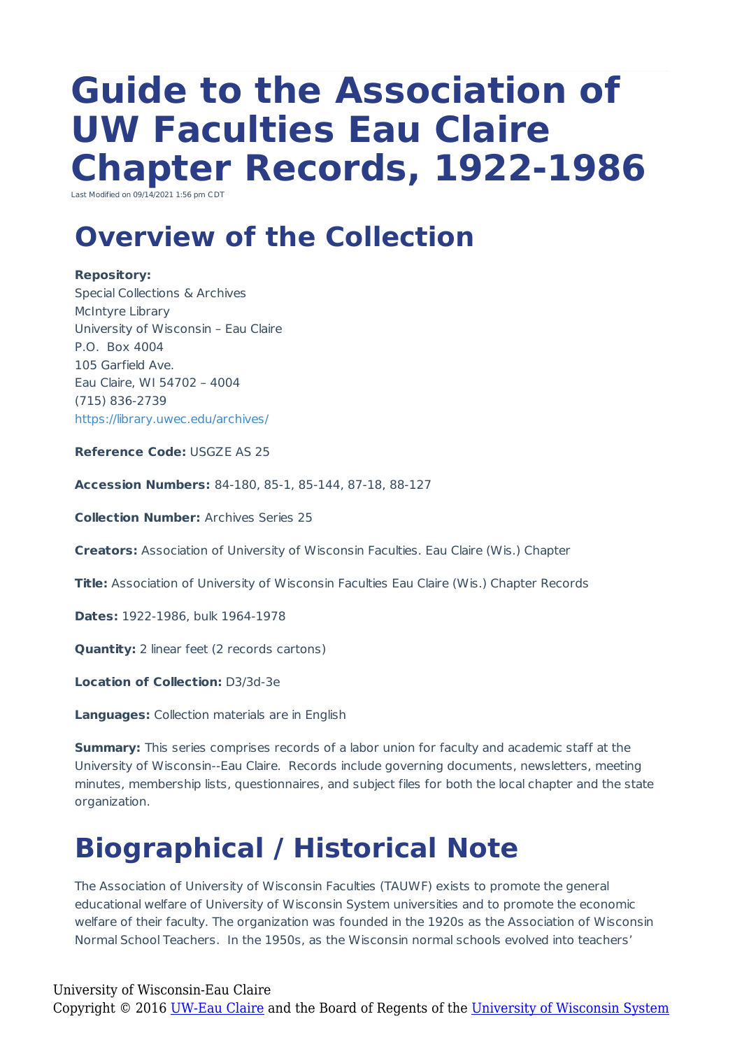# Guide to the Association of UW Faculties Eau Claire Chapter Records, 1922-1986

Last Modified on 09/14/2021 1:56 pm CDT

## Overview of the Collection

**Repository:**
Special Collections & Archives
McIntyre Library
University of Wisconsin – Eau Claire
P.O. Box 4004
105 Garfield Ave.
Eau Claire, WI 54702 – 4004
(715) 836-2739
https://library.uwec.edu/archives/

**Reference Code:** USGZE AS 25

**Accession Numbers:** 84-180, 85-1, 85-144, 87-18, 88-127

**Collection Number:** Archives Series 25

**Creators:** Association of University of Wisconsin Faculties. Eau Claire (Wis.) Chapter

**Title:** Association of University of Wisconsin Faculties Eau Claire (Wis.) Chapter Records

**Dates:** 1922-1986, bulk 1964-1978

**Quantity:** 2 linear feet (2 records cartons)

**Location of Collection:** D3/3d-3e

**Languages:** Collection materials are in English

**Summary:** This series comprises records of a labor union for faculty and academic staff at the University of Wisconsin--Eau Claire. Records include governing documents, newsletters, meeting minutes, membership lists, questionnaires, and subject files for both the local chapter and the state organization.

## Biographical / Historical Note

The Association of University of Wisconsin Faculties (TAUWF) exists to promote the general educational welfare of University of Wisconsin System universities and to promote the economic welfare of their faculty. The organization was founded in the 1920s as the Association of Wisconsin Normal School Teachers. In the 1950s, as the Wisconsin normal schools evolved into teachers'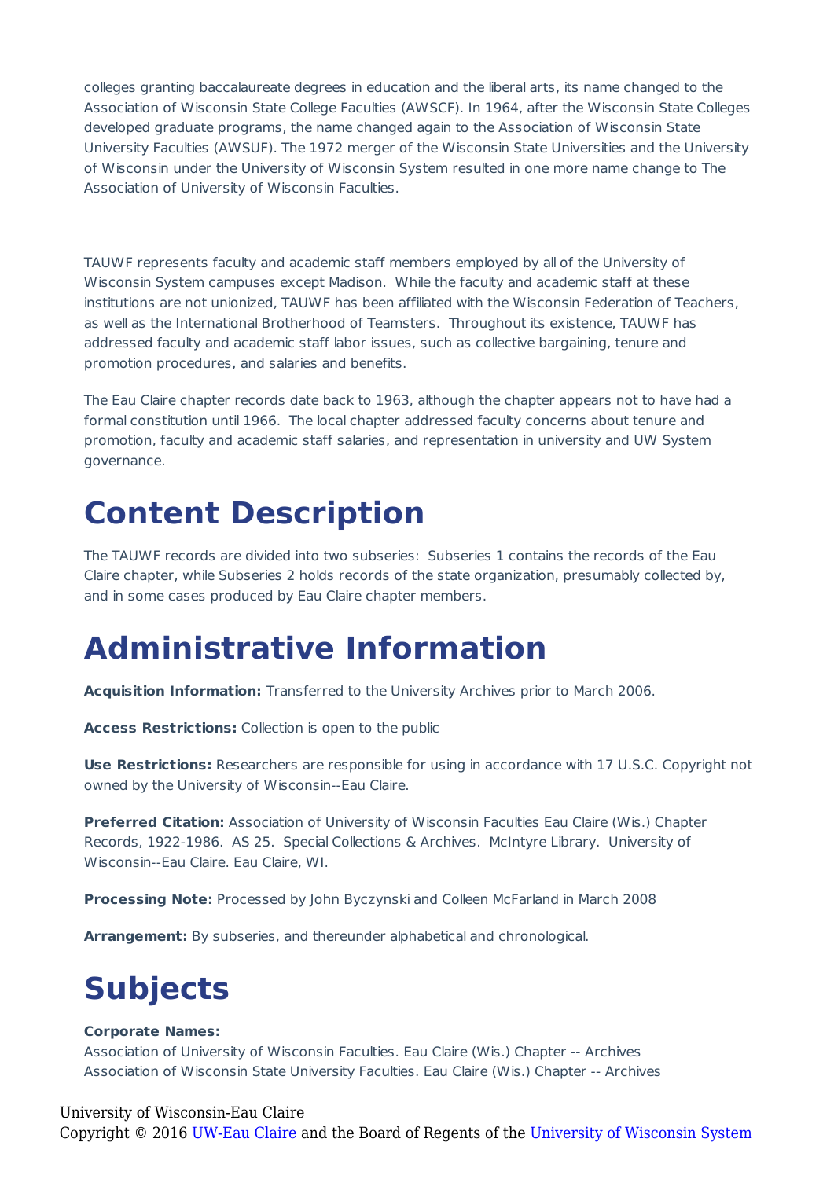colleges granting baccalaureate degrees in education and the liberal arts, its name changed to the Association of Wisconsin State College Faculties (AWSCF). In 1964, after the Wisconsin State Colleges developed graduate programs, the name changed again to the Association of Wisconsin State University Faculties (AWSUF). The 1972 merger of the Wisconsin State Universities and the University of Wisconsin under the University of Wisconsin System resulted in one more name change to The Association of University of Wisconsin Faculties.

TAUWF represents faculty and academic staff members employed by all of the University of Wisconsin System campuses except Madison. While the faculty and academic staff at these institutions are not unionized, TAUWF has been affiliated with the Wisconsin Federation of Teachers, as well as the International Brotherhood of Teamsters. Throughout its existence, TAUWF has addressed faculty and academic staff labor issues, such as collective bargaining, tenure and promotion procedures, and salaries and benefits.

The Eau Claire chapter records date back to 1963, although the chapter appears not to have had a formal constitution until 1966. The local chapter addressed faculty concerns about tenure and promotion, faculty and academic staff salaries, and representation in university and UW System governance.

# Content Description

The TAUWF records are divided into two subseries: Subseries 1 contains the records of the Eau Claire chapter, while Subseries 2 holds records of the state organization, presumably collected by, and in some cases produced by Eau Claire chapter members.

# Administrative Information

**Acquisition Information:** Transferred to the University Archives prior to March 2006.

**Access Restrictions:** Collection is open to the public

**Use Restrictions:** Researchers are responsible for using in accordance with 17 U.S.C. Copyright not owned by the University of Wisconsin--Eau Claire.

**Preferred Citation:** Association of University of Wisconsin Faculties Eau Claire (Wis.) Chapter Records, 1922-1986. AS 25. Special Collections & Archives. McIntyre Library. University of Wisconsin--Eau Claire. Eau Claire, WI.

**Processing Note:** Processed by John Byczynski and Colleen McFarland in March 2008

**Arrangement:** By subseries, and thereunder alphabetical and chronological.

# Subjects

**Corporate Names:**
Association of University of Wisconsin Faculties. Eau Claire (Wis.) Chapter -- Archives
Association of Wisconsin State University Faculties. Eau Claire (Wis.) Chapter -- Archives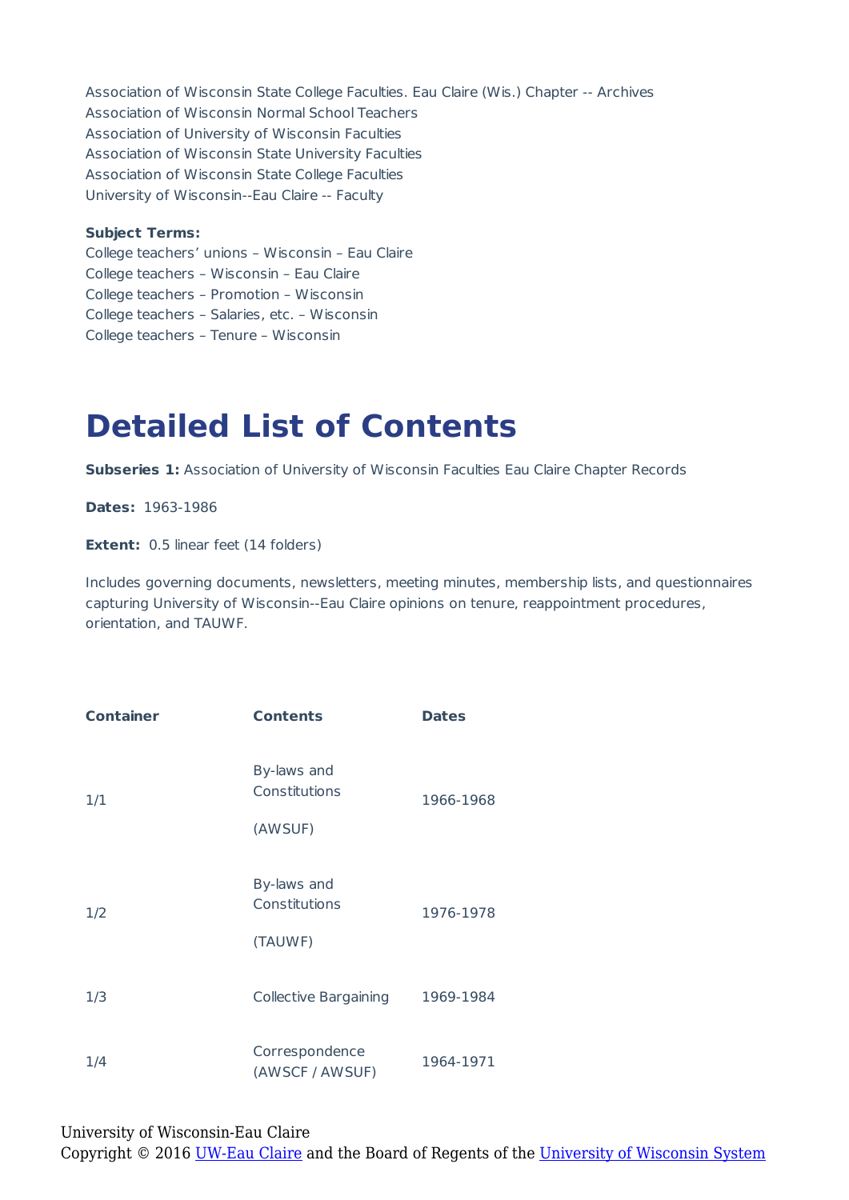Association of Wisconsin State College Faculties. Eau Claire (Wis.) Chapter -- Archives
Association of Wisconsin Normal School Teachers
Association of University of Wisconsin Faculties
Association of Wisconsin State University Faculties
Association of Wisconsin State College Faculties
University of Wisconsin--Eau Claire -- Faculty

**Subject Terms:**
College teachers' unions – Wisconsin – Eau Claire
College teachers – Wisconsin – Eau Claire
College teachers – Promotion – Wisconsin
College teachers – Salaries, etc. – Wisconsin
College teachers – Tenure – Wisconsin

# Detailed List of Contents

**Subseries 1:** Association of University of Wisconsin Faculties Eau Claire Chapter Records

**Dates:** 1963-1986

**Extent:** 0.5 linear feet (14 folders)

Includes governing documents, newsletters, meeting minutes, membership lists, and questionnaires capturing University of Wisconsin--Eau Claire opinions on tenure, reappointment procedures, orientation, and TAUWF.

| Container | Contents | Dates |
|---|---|---|
| 1/1 | By-laws and Constitutions (AWSUF) | 1966-1968 |
| 1/2 | By-laws and Constitutions (TAUWF) | 1976-1978 |
| 1/3 | Collective Bargaining | 1969-1984 |
| 1/4 | Correspondence (AWSCF / AWSUF) | 1964-1971 |

University of Wisconsin-Eau Claire
Copyright © 2016 UW-Eau Claire and the Board of Regents of the University of Wisconsin System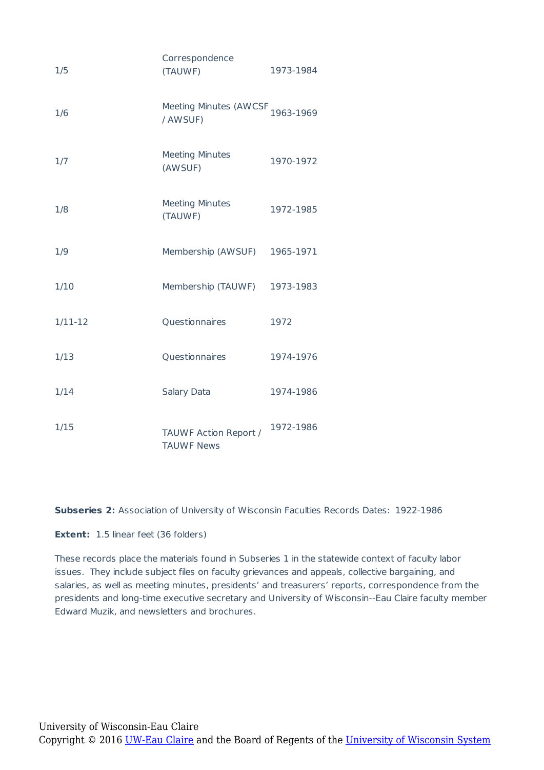| | | |
|---|---|---|
| 1/5 | Correspondence (TAUWF) | 1973-1984 |
| 1/6 | Meeting Minutes (AWCSF / AWSUF) | 1963-1969 |
| 1/7 | Meeting Minutes (AWSUF) | 1970-1972 |
| 1/8 | Meeting Minutes (TAUWF) | 1972-1985 |
| 1/9 | Membership (AWSUF) | 1965-1971 |
| 1/10 | Membership (TAUWF) | 1973-1983 |
| 1/11-12 | Questionnaires | 1972 |
| 1/13 | Questionnaires | 1974-1976 |
| 1/14 | Salary Data | 1974-1986 |
| 1/15 | TAUWF Action Report / TAUWF News | 1972-1986 |

**Subseries 2:** Association of University of Wisconsin Faculties Records Dates: 1922-1986

**Extent:** 1.5 linear feet (36 folders)

These records place the materials found in Subseries 1 in the statewide context of faculty labor issues. They include subject files on faculty grievances and appeals, collective bargaining, and salaries, as well as meeting minutes, presidents' and treasurers' reports, correspondence from the presidents and long-time executive secretary and University of Wisconsin--Eau Claire faculty member Edward Muzik, and newsletters and brochures.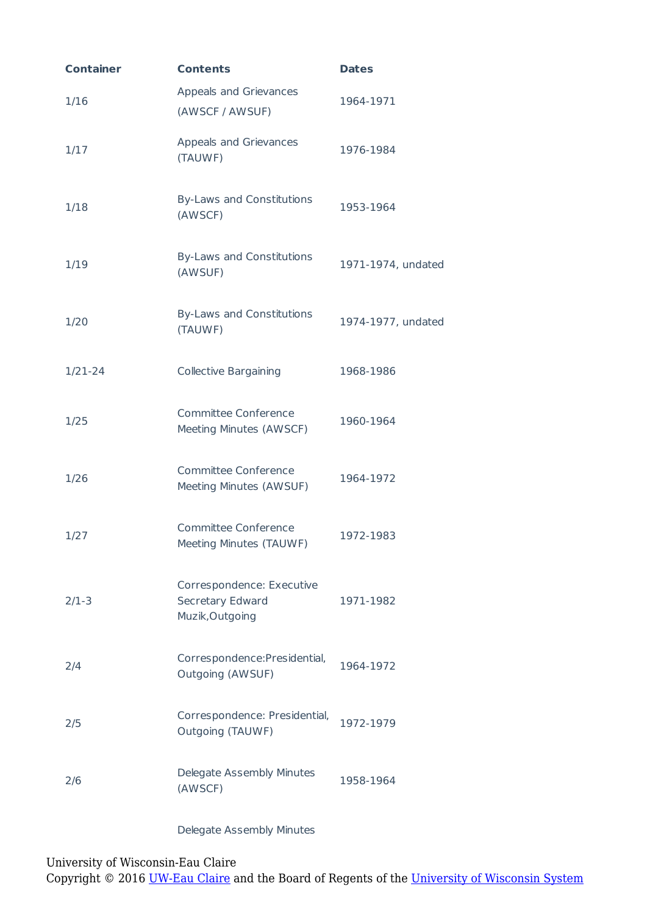| Container | Contents | Dates |
| --- | --- | --- |
| 1/16 | Appeals and Grievances (AWSCF / AWSUF) | 1964-1971 |
| 1/17 | Appeals and Grievances (TAUWF) | 1976-1984 |
| 1/18 | By-Laws and Constitutions (AWSCF) | 1953-1964 |
| 1/19 | By-Laws and Constitutions (AWSUF) | 1971-1974, undated |
| 1/20 | By-Laws and Constitutions (TAUWF) | 1974-1977, undated |
| 1/21-24 | Collective Bargaining | 1968-1986 |
| 1/25 | Committee Conference Meeting Minutes (AWSCF) | 1960-1964 |
| 1/26 | Committee Conference Meeting Minutes (AWSUF) | 1964-1972 |
| 1/27 | Committee Conference Meeting Minutes (TAUWF) | 1972-1983 |
| 2/1-3 | Correspondence: Executive Secretary Edward Muzik,Outgoing | 1971-1982 |
| 2/4 | Correspondence:Presidential, Outgoing (AWSUF) | 1964-1972 |
| 2/5 | Correspondence: Presidential, Outgoing (TAUWF) | 1972-1979 |
| 2/6 | Delegate Assembly Minutes (AWSCF) | 1958-1964 |
| | Delegate Assembly Minutes | |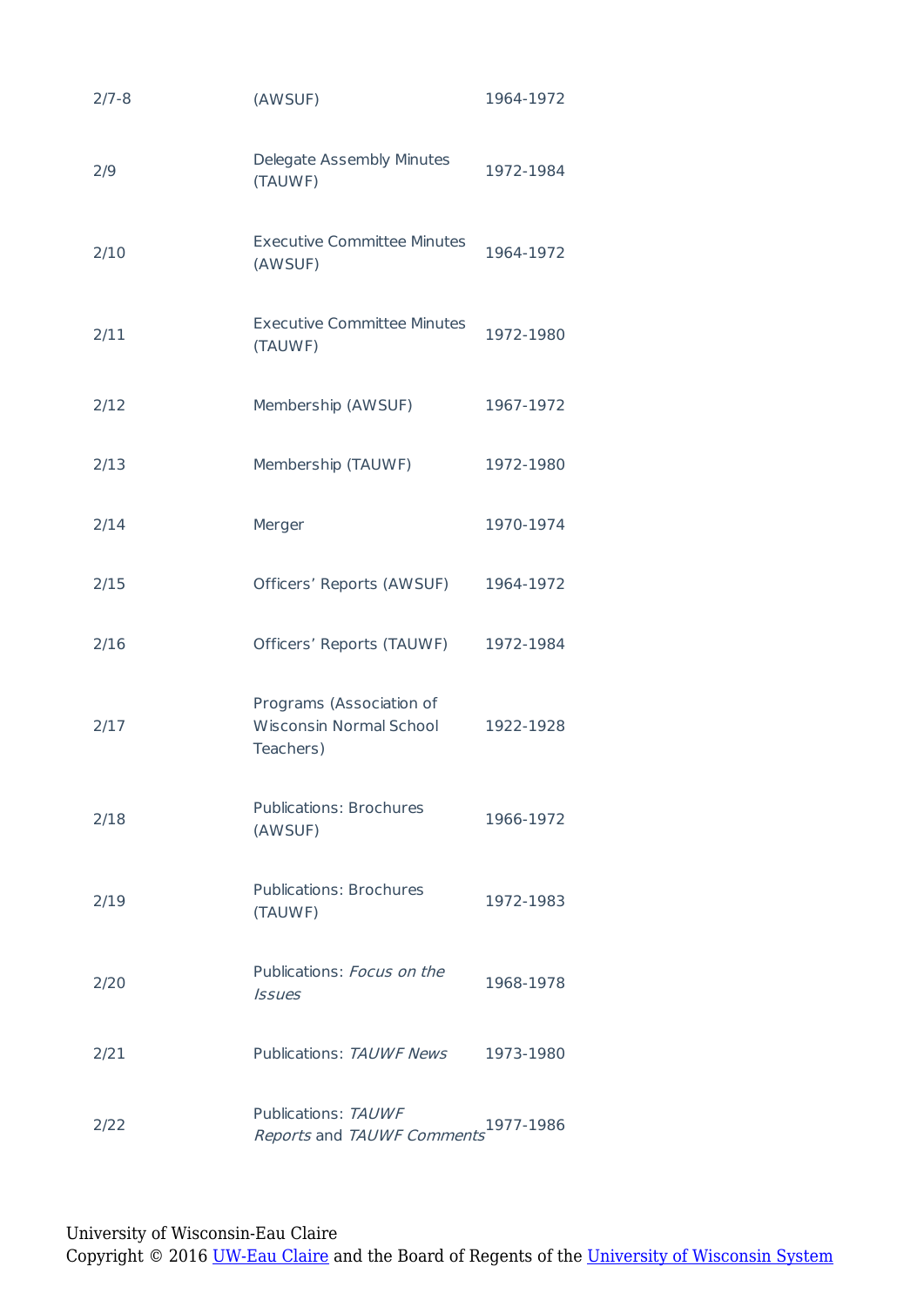| | | |
|---|---|---|
| 2/7-8 | (AWSUF) | 1964-1972 |
| 2/9 | Delegate Assembly Minutes (TAUWF) | 1972-1984 |
| 2/10 | Executive Committee Minutes (AWSUF) | 1964-1972 |
| 2/11 | Executive Committee Minutes (TAUWF) | 1972-1980 |
| 2/12 | Membership (AWSUF) | 1967-1972 |
| 2/13 | Membership (TAUWF) | 1972-1980 |
| 2/14 | Merger | 1970-1974 |
| 2/15 | Officers' Reports (AWSUF) | 1964-1972 |
| 2/16 | Officers' Reports (TAUWF) | 1972-1984 |
| 2/17 | Programs (Association of Wisconsin Normal School Teachers) | 1922-1928 |
| 2/18 | Publications: Brochures (AWSUF) | 1966-1972 |
| 2/19 | Publications: Brochures (TAUWF) | 1972-1983 |
| 2/20 | Publications: *Focus on the Issues* | 1968-1978 |
| 2/21 | Publications: *TAUWF News* | 1973-1980 |
| 2/22 | Publications: *TAUWF Reports* and *TAUWF Comments* | 1977-1986 |

University of Wisconsin-Eau Claire
Copyright © 2016 UW-Eau Claire and the Board of Regents of the University of Wisconsin System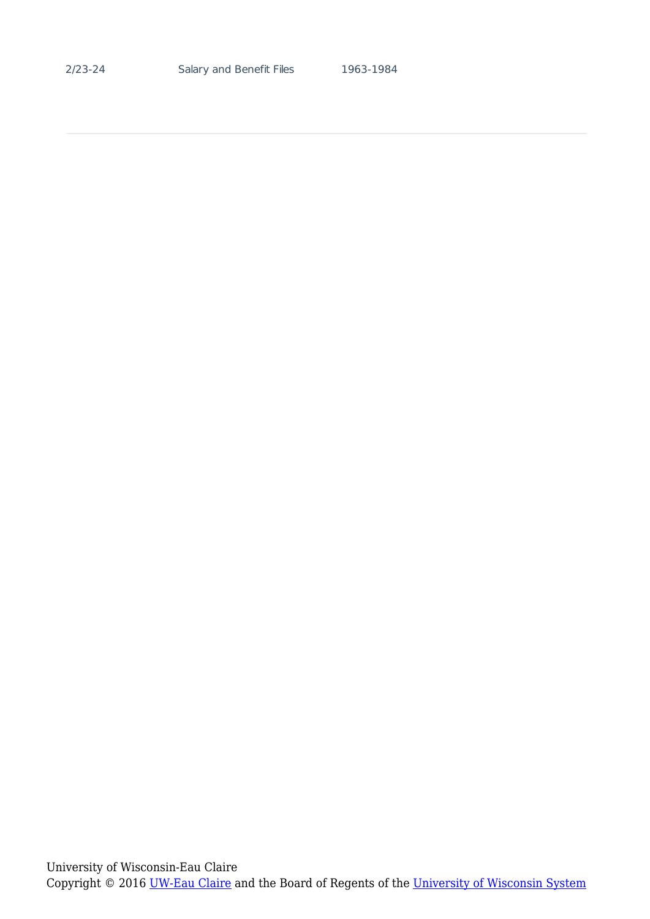| | | |
|---|---|---|
| 2/23-24 | Salary and Benefit Files | 1963-1984 |

University of Wisconsin-Eau Claire
Copyright © 2016 UW-Eau Claire and the Board of Regents of the University of Wisconsin System